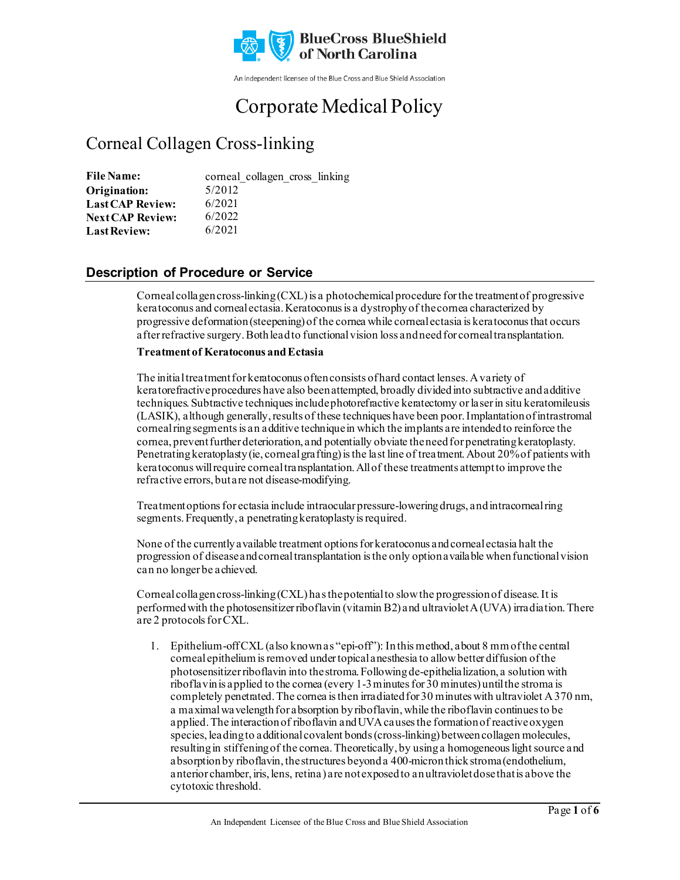BlueCross BlueShield of North Carolina

An independent licensee of the Blue Cross and Blue Shield Association

# Corporate Medical Policy

## Corneal Collagen Cross-linking

| | |
|---|---|
| **File Name:** | corneal_collagen_cross_linking |
| **Origination:** | 5/2012 |
| **Last CAP Review:** | 6/2021 |
| **Next CAP Review:** | 6/2022 |
| **Last Review:** | 6/2021 |

## Description of Procedure or Service

Corneal collagen cross-linking (CXL) is a photochemical procedure for the treatment of progressive keratoconus and corneal ectasia. Keratoconus is a dystrophy of the cornea characterized by progressive deformation (steepening) of the cornea while corneal ectasia is keratoconus that occurs after refractive surgery. Both lead to functional vision loss and need for corneal transplantation.

**Treatment of Keratoconus and Ectasia**

The initial treatment for keratoconus often consists of hard contact lenses. A variety of keratorefractive procedures have also been attempted, broadly divided into subtractive and additive techniques. Subtractive techniques include photorefractive keratectomy or laser in situ keratomileusis (LASIK), although generally, results of these techniques have been poor. Implantation of intrastromal corneal ring segments is an additive technique in which the implants are intended to reinforce the cornea, prevent further deterioration, and potentially obviate the need for penetrating keratoplasty. Penetrating keratoplasty (ie, corneal grafting) is the last line of treatment. About 20% of patients with keratoconus will require corneal transplantation. All of these treatments attempt to improve the refractive errors, but are not disease-modifying.

Treatment options for ectasia include intraocular pressure-lowering drugs, and intracorneal ring segments. Frequently, a penetrating keratoplasty is required.

None of the currently available treatment options for keratoconus and corneal ectasia halt the progression of disease and corneal transplantation is the only option available when functional vision can no longer be achieved.

Corneal collagen cross-linking (CXL) has the potential to slow the progression of disease. It is performed with the photosensitizer riboflavin (vitamin B2) and ultraviolet A (UVA) irradiation. There are 2 protocols for CXL.

1. Epithelium-off CXL (also known as "epi-off"): In this method, about 8 mm of the central corneal epithelium is removed under topical anesthesia to allow better diffusion of the photosensitizer riboflavin into the stroma. Following de-epithelialization, a solution with riboflavin is applied to the cornea (every 1-3 minutes for 30 minutes) until the stroma is completely penetrated. The cornea is then irradiated for 30 minutes with ultraviolet A 370 nm, a maximal wavelength for absorption by riboflavin, while the riboflavin continues to be applied. The interaction of riboflavin and UVA causes the formation of reactive oxygen species, leading to additional covalent bonds (cross-linking) between collagen molecules, resulting in stiffening of the cornea. Theoretically, by using a homogeneous light source and absorption by riboflavin, the structures beyond a 400-micron thick stroma (endothelium, anterior chamber, iris, lens, retina) are not exposed to an ultraviolet dose that is above the cytotoxic threshold.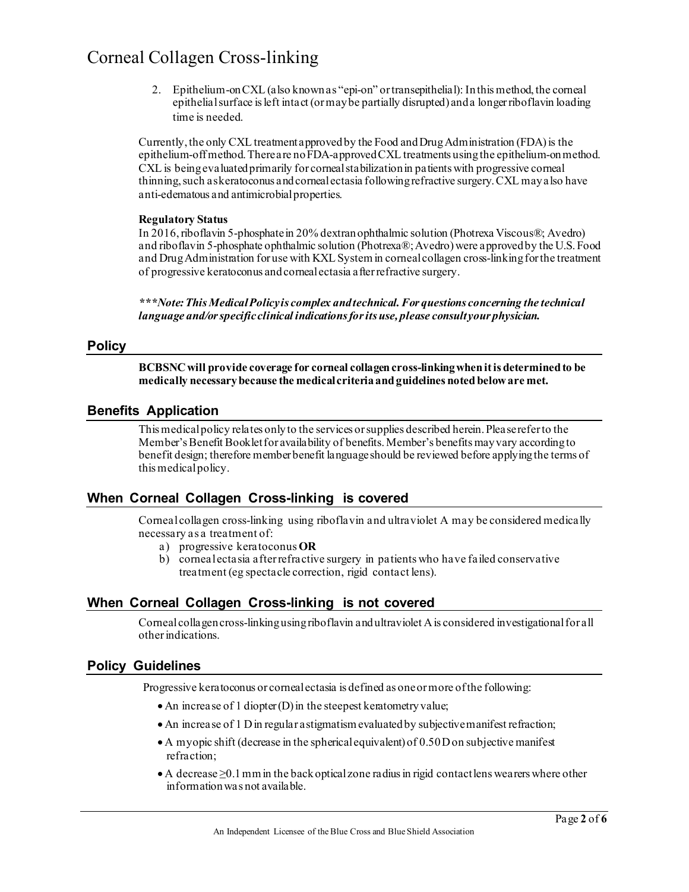2. Epithelium-on CXL (also known as "epi-on" or transepithelial): In this method, the corneal epithelial surface is left intact (or may be partially disrupted) and a longer riboflavin loading time is needed.

Currently, the only CXL treatment approved by the Food and Drug Administration (FDA) is the epithelium-off method. There are no FDA-approved CXL treatments using the epithelium-on method. CXL is being evaluated primarily for corneal stabilization in patients with progressive corneal thinning, such as keratoconus and corneal ectasia following refractive surgery. CXL may also have anti-edematous and antimicrobial properties.

**Regulatory Status**

In 2016, riboflavin 5-phosphate in 20% dextran ophthalmic solution (Photrexa Viscous®; Avedro) and riboflavin 5-phosphate ophthalmic solution (Photrexa®; Avedro) were approved by the U.S. Food and Drug Administration for use with KXL System in corneal collagen cross-linking for the treatment of progressive keratoconus and corneal ectasia after refractive surgery.

***\*\*\*Note: This Medical Policy is complex and technical. For questions concerning the technical language and/or specific clinical indications for its use, please consult your physician.***

## Policy

**BCBSNC will provide coverage for corneal collagen cross-linking when it is determined to be medically necessary because the medical criteria and guidelines noted below are met.**

## Benefits Application

This medical policy relates only to the services or supplies described herein. Please refer to the Member's Benefit Booklet for availability of benefits. Member's benefits may vary according to benefit design; therefore member benefit language should be reviewed before applying the terms of this medical policy.

## When Corneal Collagen Cross-linking is covered

Corneal collagen cross-linking using riboflavin and ultraviolet A may be considered medically necessary as a treatment of:

a) progressive keratoconus **OR**
b) corneal ectasia after refractive surgery in patients who have failed conservative treatment (eg spectacle correction, rigid contact lens).

## When Corneal Collagen Cross-linking is not covered

Corneal collagen cross-linking using riboflavin and ultraviolet A is considered investigational for all other indications.

## Policy Guidelines

Progressive keratoconus or corneal ectasia is defined as one or more of the following:

- An increase of 1 diopter (D) in the steepest keratometry value;
- An increase of 1 D in regular astigmatism evaluated by subjective manifest refraction;
- A myopic shift (decrease in the spherical equivalent) of 0.50 D on subjective manifest refraction;
- A decrease ≥0.1 mm in the back optical zone radius in rigid contact lens wearers where other information was not available.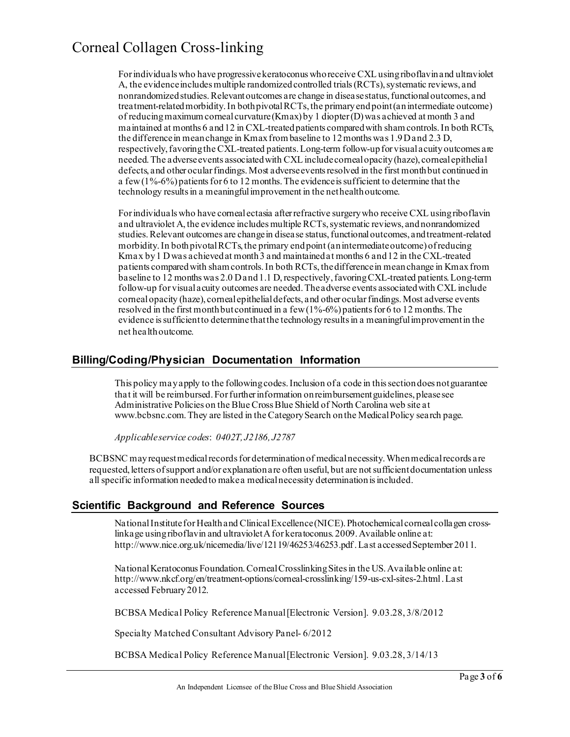For individuals who have progressive keratoconus who receive CXL using riboflavin and ultraviolet A, the evidence includes multiple randomized controlled trials (RCTs), systematic reviews, and nonrandomized studies. Relevant outcomes are change in disease status, functional outcomes, and treatment-related morbidity. In both pivotal RCTs, the primary end point (an intermediate outcome) of reducing maximum corneal curvature (Kmax) by 1 diopter (D) was achieved at month 3 and maintained at months 6 and 12 in CXL-treated patients compared with sham controls. In both RCTs, the difference in mean change in Kmax from baseline to 12 months was 1.9 D and 2.3 D, respectively, favoring the CXL-treated patients. Long-term follow-up for visual acuity outcomes are needed. The adverse events associated with CXL include corneal opacity (haze), corneal epithelial defects, and other ocular findings. Most adverse events resolved in the first month but continued in a few (1%-6%) patients for 6 to 12 months. The evidence is sufficient to determine that the technology results in a meaningful improvement in the net health outcome.

For individuals who have corneal ectasia after refractive surgery who receive CXL using riboflavin and ultraviolet A, the evidence includes multiple RCTs, systematic reviews, and nonrandomized studies. Relevant outcomes are change in disease status, functional outcomes, and treatment-related morbidity. In both pivotal RCTs, the primary end point (an intermediate outcome) of reducing Kmax by 1 D was achieved at month 3 and maintained at months 6 and 12 in the CXL-treated patients compared with sham controls. In both RCTs, the difference in mean change in Kmax from baseline to 12 months was 2.0 D and 1.1 D, respectively, favoring CXL-treated patients. Long-term follow-up for visual acuity outcomes are needed. The adverse events associated with CXL include corneal opacity (haze), corneal epithelial defects, and other ocular findings. Most adverse events resolved in the first month but continued in a few (1%-6%) patients for 6 to 12 months. The evidence is sufficient to determine that the technology results in a meaningful improvement in the net health outcome.

## Billing/Coding/Physician Documentation Information

This policy may apply to the following codes. Inclusion of a code in this section does not guarantee that it will be reimbursed. For further information on reimbursement guidelines, please see Administrative Policies on the Blue Cross Blue Shield of North Carolina web site at www.bcbsnc.com. They are listed in the Category Search on the Medical Policy search page.

*Applicable service codes*: *0402T, J2186, J2787*

BCBSNC may request medical records for determination of medical necessity. When medical records are requested, letters of support and/or explanation are often useful, but are not sufficient documentation unless all specific information needed to make a medical necessity determination is included.

## Scientific Background and Reference Sources

National Institute for Health and Clinical Excellence (NICE). Photochemical corneal collagen cross-linkage using riboflavin and ultraviolet A for keratoconus. 2009. Available online at: http://www.nice.org.uk/nicemedia/live/12119/46253/46253.pdf. Last accessed September 2011.

National Keratoconus Foundation. Corneal Crosslinking Sites in the US. Available online at: http://www.nkcf.org/en/treatment-options/corneal-crosslinking/159-us-cxl-sites-2.html. Last accessed February 2012.

BCBSA Medical Policy Reference Manual [Electronic Version]. 9.03.28, 3/8/2012

Specialty Matched Consultant Advisory Panel- 6/2012

BCBSA Medical Policy Reference Manual [Electronic Version]. 9.03.28, 3/14/13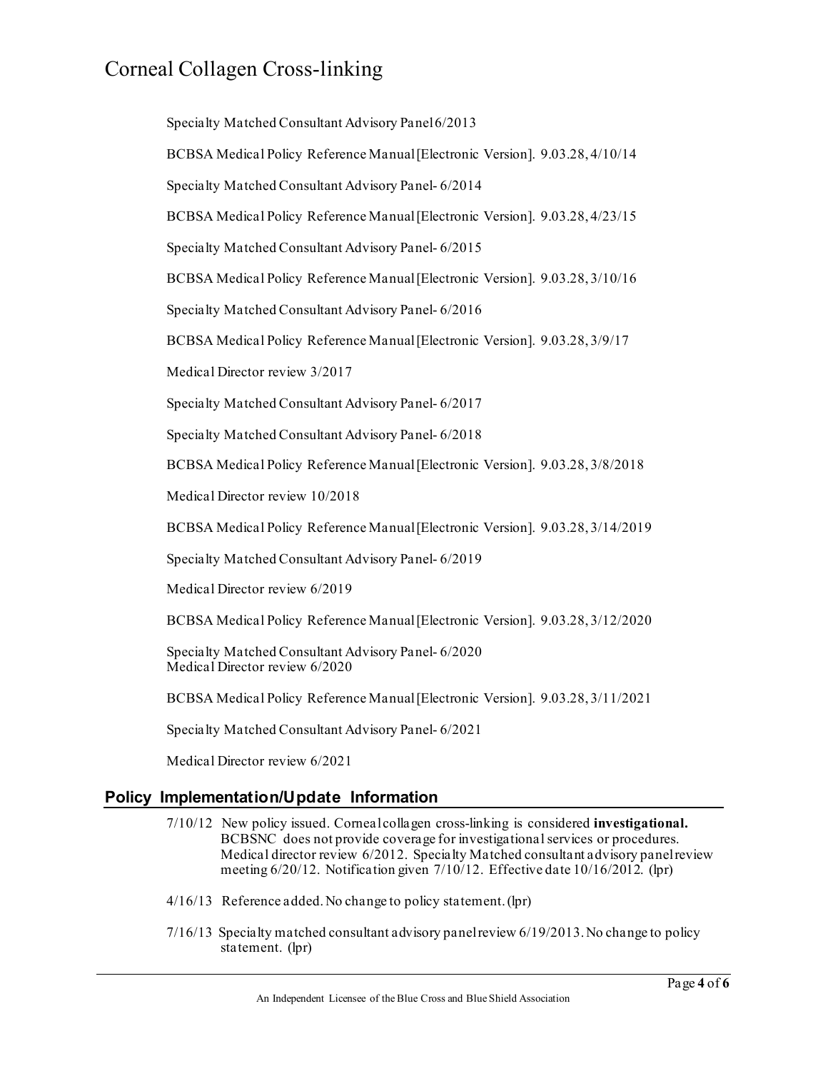Specialty Matched Consultant Advisory Panel 6/2013

BCBSA Medical Policy Reference Manual [Electronic Version]. 9.03.28, 4/10/14

Specialty Matched Consultant Advisory Panel- 6/2014

BCBSA Medical Policy Reference Manual [Electronic Version]. 9.03.28, 4/23/15

Specialty Matched Consultant Advisory Panel- 6/2015

BCBSA Medical Policy Reference Manual [Electronic Version]. 9.03.28, 3/10/16

Specialty Matched Consultant Advisory Panel- 6/2016

BCBSA Medical Policy Reference Manual [Electronic Version]. 9.03.28, 3/9/17

Medical Director review 3/2017

Specialty Matched Consultant Advisory Panel- 6/2017

Specialty Matched Consultant Advisory Panel- 6/2018

BCBSA Medical Policy Reference Manual [Electronic Version]. 9.03.28, 3/8/2018

Medical Director review 10/2018

BCBSA Medical Policy Reference Manual [Electronic Version]. 9.03.28, 3/14/2019

Specialty Matched Consultant Advisory Panel- 6/2019

Medical Director review 6/2019

BCBSA Medical Policy Reference Manual [Electronic Version]. 9.03.28, 3/12/2020

Specialty Matched Consultant Advisory Panel- 6/2020
Medical Director review 6/2020

BCBSA Medical Policy Reference Manual [Electronic Version]. 9.03.28, 3/11/2021

Specialty Matched Consultant Advisory Panel- 6/2021

Medical Director review 6/2021

## Policy Implementation/Update Information

7/10/12 New policy issued. Corneal collagen cross-linking is considered **investigational.** BCBSNC does not provide coverage for investigational services or procedures. Medical director review 6/2012. Specialty Matched consultant advisory panel review meeting 6/20/12. Notification given 7/10/12. Effective date 10/16/2012. (lpr)

4/16/13 Reference added. No change to policy statement. (lpr)

7/16/13 Specialty matched consultant advisory panel review 6/19/2013. No change to policy statement. (lpr)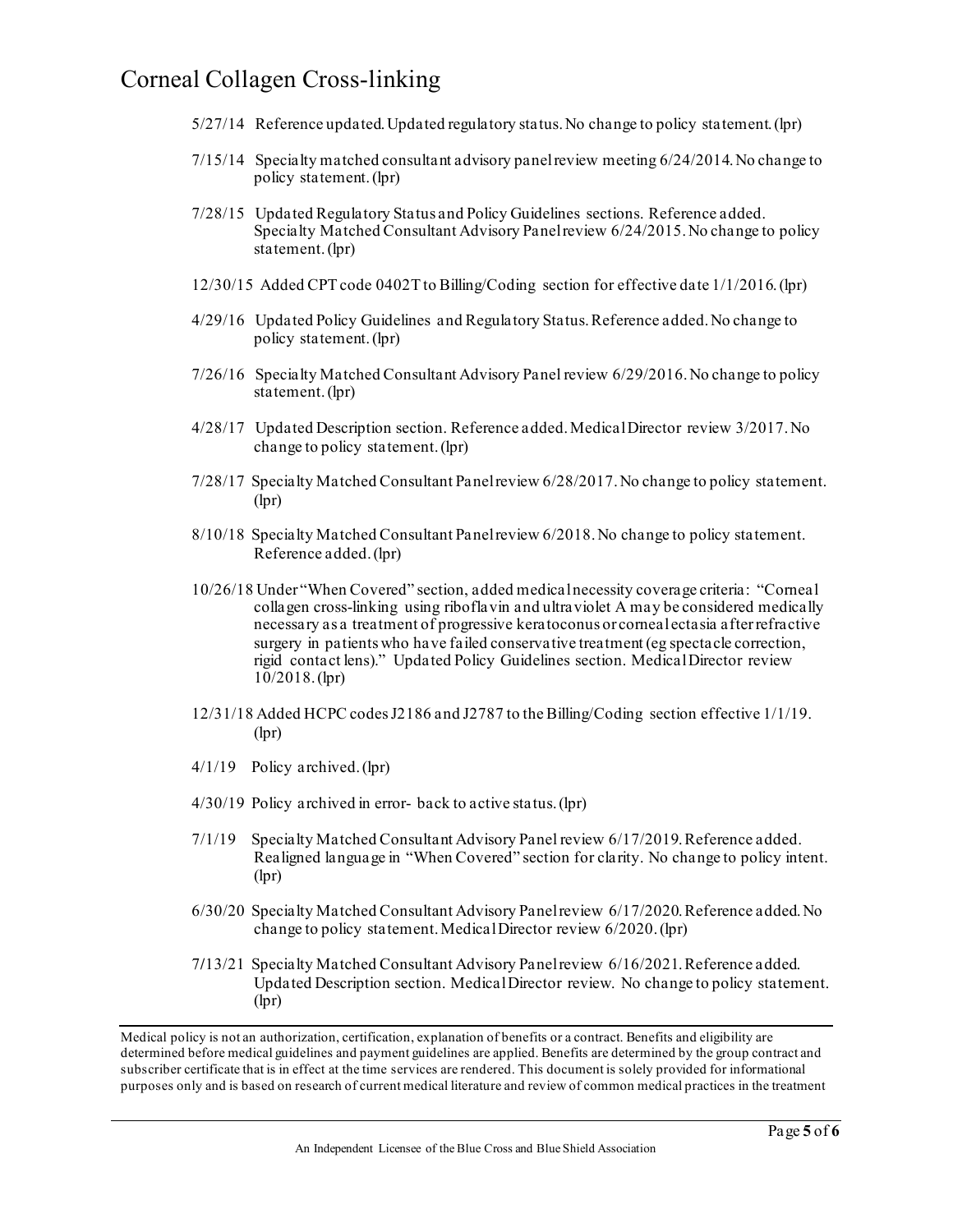5/27/14 Reference updated. Updated regulatory status. No change to policy statement. (lpr)

7/15/14 Specialty matched consultant advisory panel review meeting 6/24/2014. No change to policy statement. (lpr)

7/28/15 Updated Regulatory Status and Policy Guidelines sections. Reference added. Specialty Matched Consultant Advisory Panel review 6/24/2015. No change to policy statement. (lpr)

12/30/15 Added CPT code 0402T to Billing/Coding section for effective date 1/1/2016. (lpr)

4/29/16 Updated Policy Guidelines and Regulatory Status. Reference added. No change to policy statement. (lpr)

7/26/16 Specialty Matched Consultant Advisory Panel review 6/29/2016. No change to policy statement. (lpr)

4/28/17 Updated Description section. Reference added. Medical Director review 3/2017. No change to policy statement. (lpr)

7/28/17 Specialty Matched Consultant Panel review 6/28/2017. No change to policy statement. (lpr)

8/10/18 Specialty Matched Consultant Panel review 6/2018. No change to policy statement. Reference added. (lpr)

10/26/18 Under "When Covered" section, added medical necessity coverage criteria: "Corneal collagen cross-linking using riboflavin and ultraviolet A may be considered medically necessary as a treatment of progressive keratoconus or corneal ectasia after refractive surgery in patients who have failed conservative treatment (eg spectacle correction, rigid contact lens)." Updated Policy Guidelines section. Medical Director review 10/2018. (lpr)

12/31/18 Added HCPC codes J2186 and J2787 to the Billing/Coding section effective 1/1/19. (lpr)

4/1/19 Policy archived. (lpr)

4/30/19 Policy archived in error- back to active status. (lpr)

7/1/19 Specialty Matched Consultant Advisory Panel review 6/17/2019. Reference added. Realigned language in "When Covered" section for clarity. No change to policy intent. (lpr)

6/30/20 Specialty Matched Consultant Advisory Panel review 6/17/2020. Reference added. No change to policy statement. Medical Director review 6/2020. (lpr)

7/13/21 Specialty Matched Consultant Advisory Panel review 6/16/2021. Reference added. Updated Description section. Medical Director review. No change to policy statement. (lpr)

Medical policy is not an authorization, certification, explanation of benefits or a contract. Benefits and eligibility are determined before medical guidelines and payment guidelines are applied. Benefits are determined by the group contract and subscriber certificate that is in effect at the time services are rendered. This document is solely provided for informational purposes only and is based on research of current medical literature and review of common medical practices in the treatment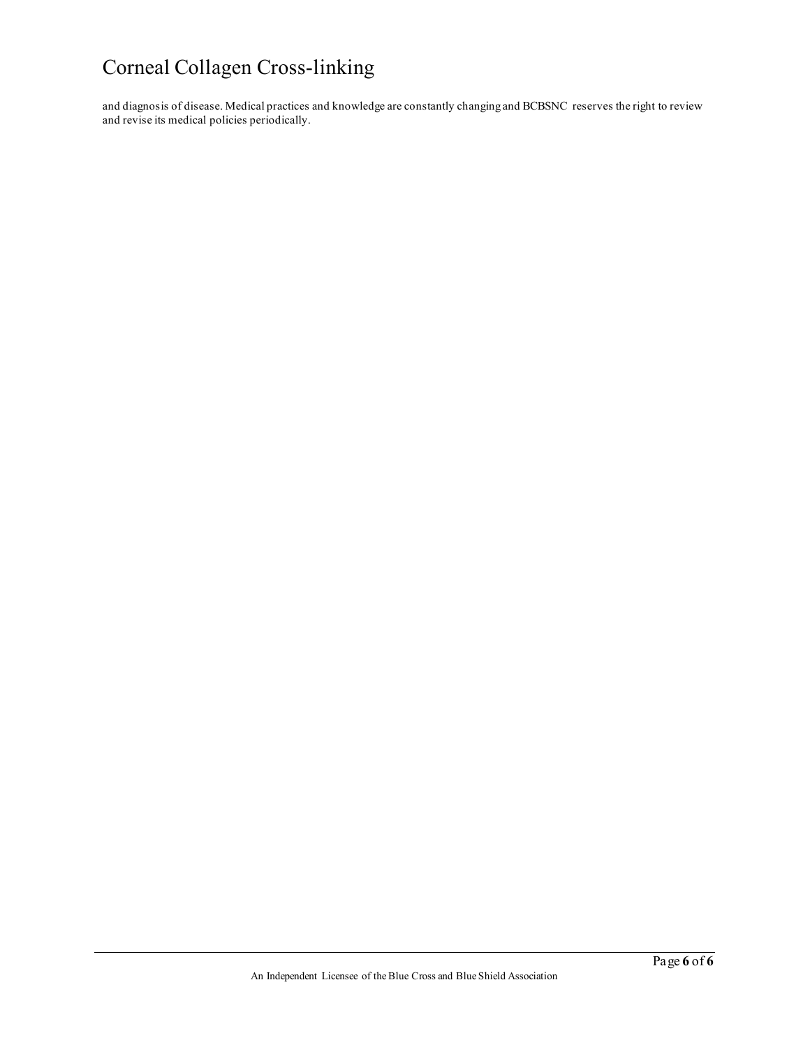and diagnosis of disease. Medical practices and knowledge are constantly changing and BCBSNC reserves the right to review and revise its medical policies periodically.